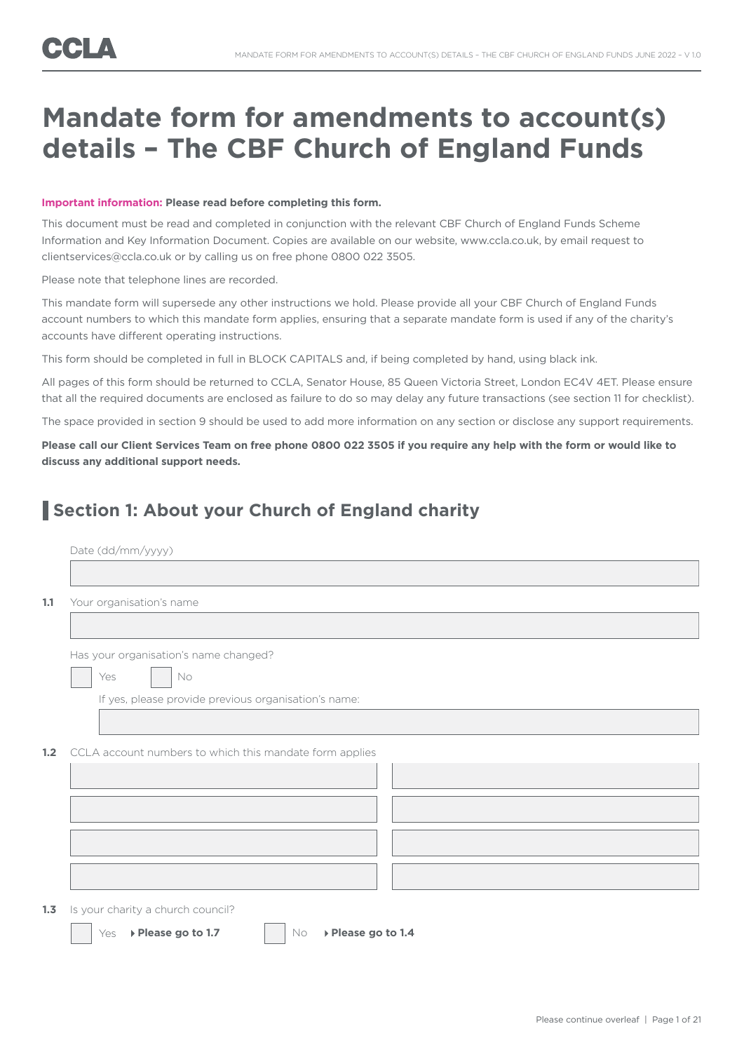# Mandate form for amendments to account(s) details – The CBF Church of England Funds

**Important information: Please read before completing this form.**

This document must be read and completed in conjunction with the relevant CBF Church of England Funds Scheme Information and Key Information Document. Copies are available on our website, www.ccla.co.uk, by email request to clientservices@ccla.co.uk or by calling us on free phone 0800 022 3505.

Please note that telephone lines are recorded.

This mandate form will supersede any other instructions we hold. Please provide all your CBF Church of England Funds account numbers to which this mandate form applies, ensuring that a separate mandate form is used if any of the charity's accounts have different operating instructions.

This form should be completed in full in BLOCK CAPITALS and, if being completed by hand, using black ink.

All pages of this form should be returned to CCLA, Senator House, 85 Queen Victoria Street, London EC4V 4ET. Please ensure that all the required documents are enclosed as failure to do so may delay any future transactions (see section 11 for checklist).

The space provided in section 9 should be used to add more information on any section or disclose any support requirements.

**Please call our Client Services Team on free phone 0800 022 3505 if you require any help with the form or would like to discuss any additional support needs.**

## Section 1: About your Church of England charity

Date (dd/mm/yyyy)

**1.1** Your organisation's name

Has your organisation's name changed?

☐ Yes ☐ No

If yes, please provide previous organisation's name:

**1.2** CCLA account numbers to which this mandate form applies

| | |
|---|---|
| | |
| | |
| | |
| | |

**1.3** Is your charity a church council?

☐ Yes ▸ **Please go to 1.7** ☐ No ▸ **Please go to 1.4**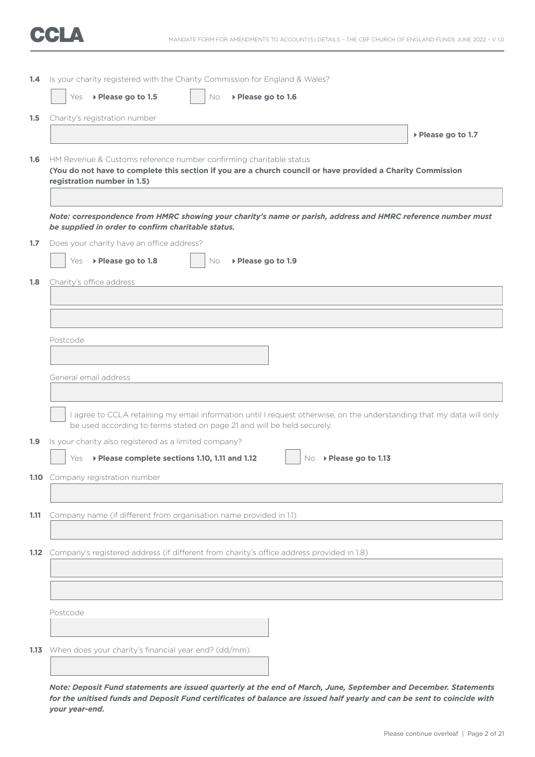**1.4** Is your charity registered with the Charity Commission for England & Wales?

☐ Yes ▸ **Please go to 1.5** ☐ No ▸ **Please go to 1.6**

**1.5** Charity's registration number

▸ **Please go to 1.7**

**1.6** HM Revenue & Customs reference number confirming charitable status
**(You do not have to complete this section if you are a church council or have provided a Charity Commission registration number in 1.5)**

***Note: correspondence from HMRC showing your charity's name or parish, address and HMRC reference number must be supplied in order to confirm charitable status.***

**1.7** Does your charity have an office address?

☐ Yes ▸ **Please go to 1.8** ☐ No ▸ **Please go to 1.9**

**1.8** Charity's office address

Postcode

General email address

☐ I agree to CCLA retaining my email information until I request otherwise, on the understanding that my data will only be used according to terms stated on page 21 and will be held securely.

**1.9** Is your charity also registered as a limited company?

☐ Yes ▸ **Please complete sections 1.10, 1.11 and 1.12** ☐ No ▸ **Please go to 1.13**

**1.10** Company registration number

**1.11** Company name (if different from organisation name provided in 1.1)

**1.12** Company's registered address (if different from charity's office address provided in 1.8)

Postcode

**1.13** When does your charity's financial year end? (dd/mm)

***Note: Deposit Fund statements are issued quarterly at the end of March, June, September and December. Statements for the unitised funds and Deposit Fund certificates of balance are issued half yearly and can be sent to coincide with your year-end.***

Please continue overleaf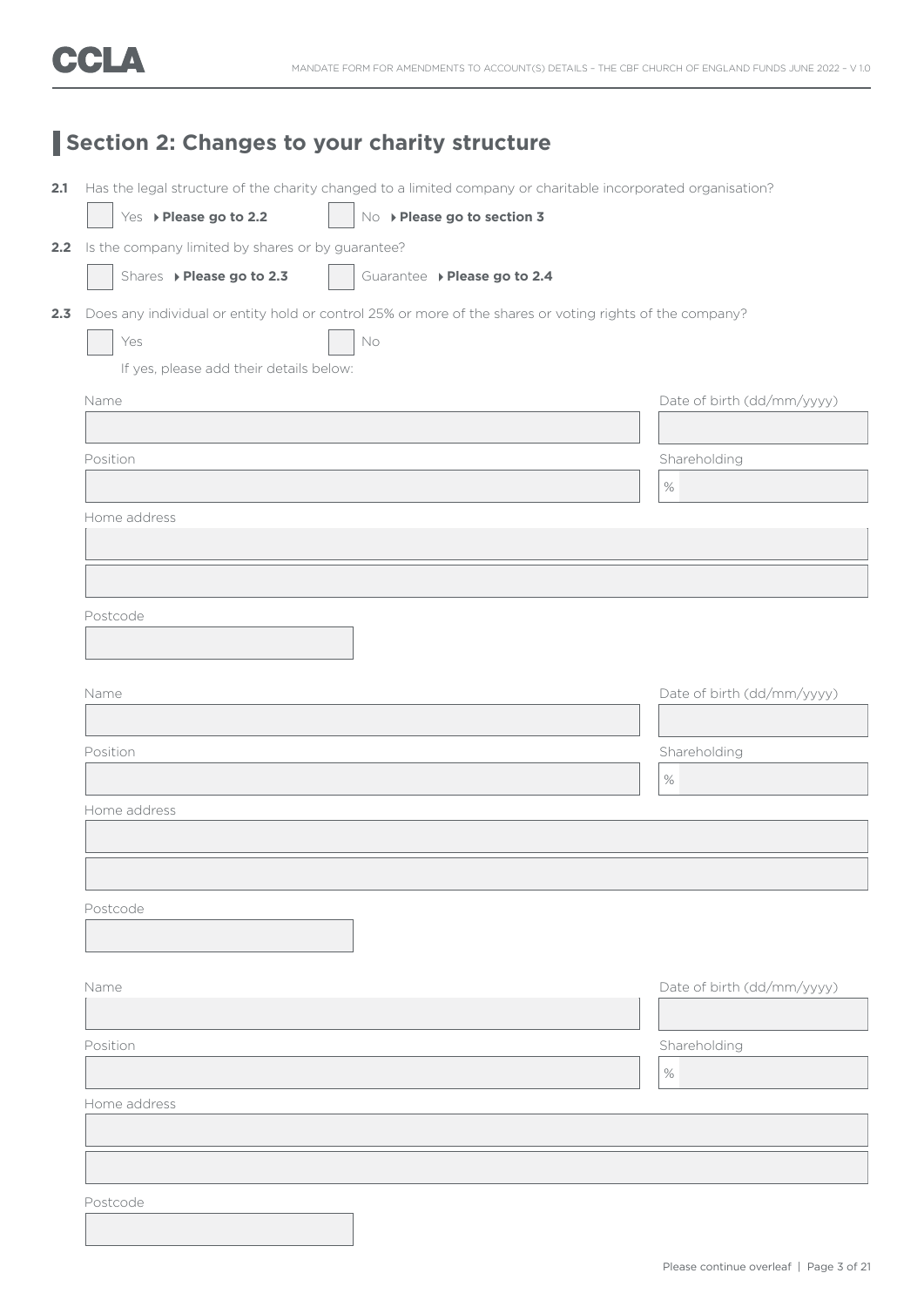## Section 2: Changes to your charity structure

**2.1** Has the legal structure of the charity changed to a limited company or charitable incorporated organisation?

☐ Yes ▸ **Please go to 2.2** ☐ No ▸ **Please go to section 3**

**2.2** Is the company limited by shares or by guarantee?

☐ Shares ▸ **Please go to 2.3** ☐ Guarantee ▸ **Please go to 2.4**

**2.3** Does any individual or entity hold or control 25% or more of the shares or voting rights of the company?

☐ Yes ☐ No

If yes, please add their details below:

Name

Date of birth (dd/mm/yyyy)

Position

Shareholding

%

Home address

Postcode

Name

Date of birth (dd/mm/yyyy)

Position

Shareholding

%

Home address

Postcode

Name

Date of birth (dd/mm/yyyy)

Position

Shareholding

%

Home address

Postcode

Please continue overleaf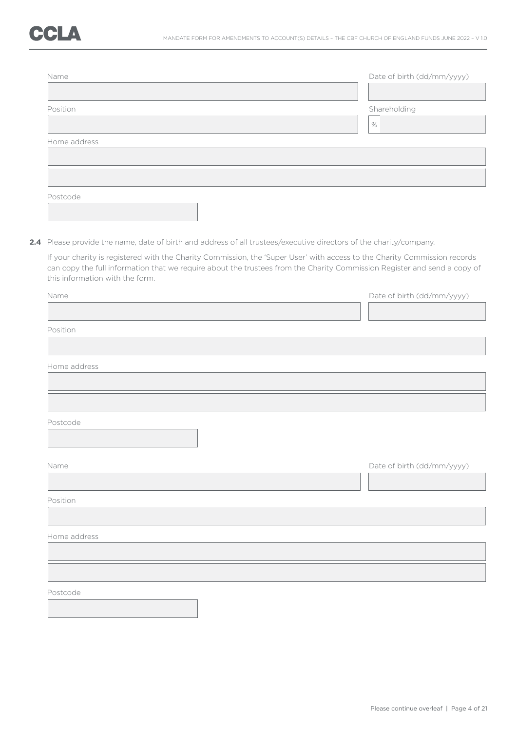Name

Date of birth (dd/mm/yyyy)

Position

Shareholding

%

Home address

Postcode

**2.4** Please provide the name, date of birth and address of all trustees/executive directors of the charity/company.

If your charity is registered with the Charity Commission, the 'Super User' with access to the Charity Commission records can copy the full information that we require about the trustees from the Charity Commission Register and send a copy of this information with the form.

Name

Date of birth (dd/mm/yyyy)

Position

Home address

Postcode

Name

Date of birth (dd/mm/yyyy)

Position

Home address

Postcode

Please continue overleaf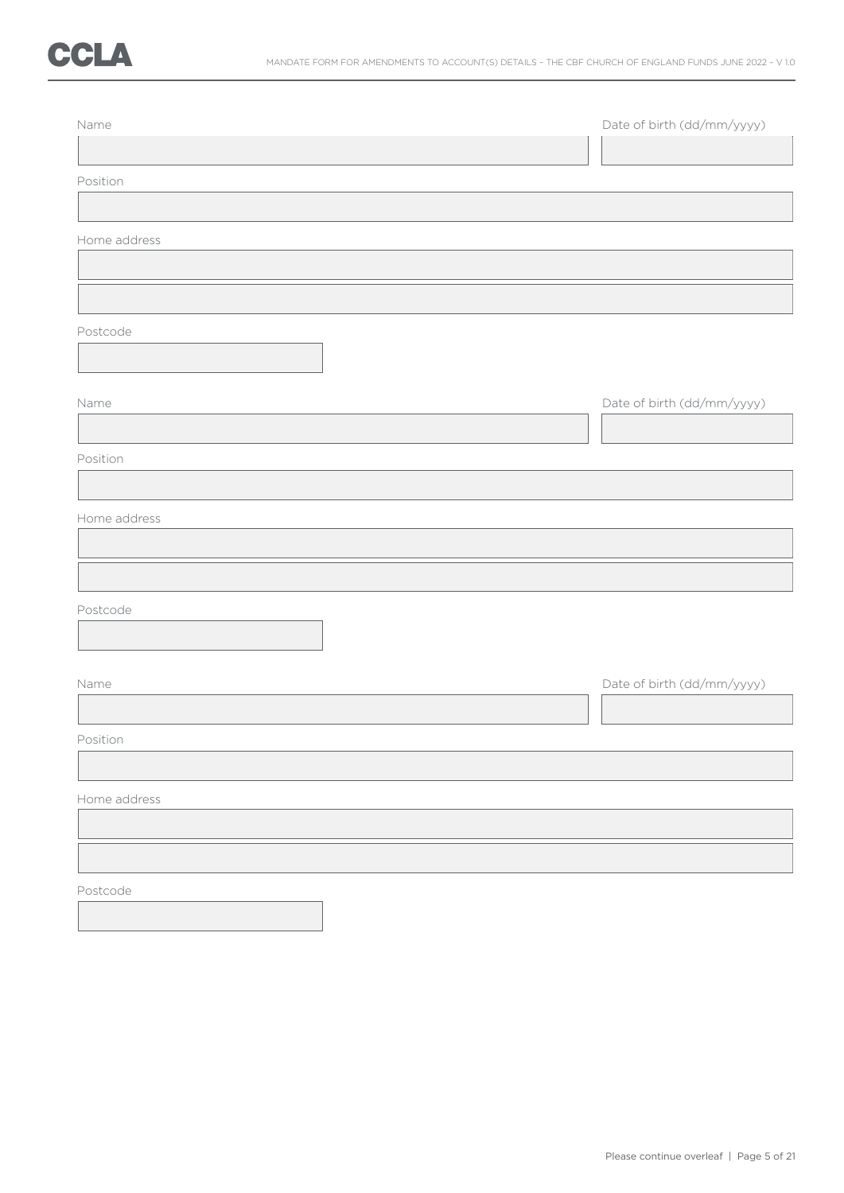Name

Date of birth (dd/mm/yyyy)

Position

Home address

Postcode

Name

Date of birth (dd/mm/yyyy)

Position

Home address

Postcode

Name

Date of birth (dd/mm/yyyy)

Position

Home address

Postcode

Please continue overleaf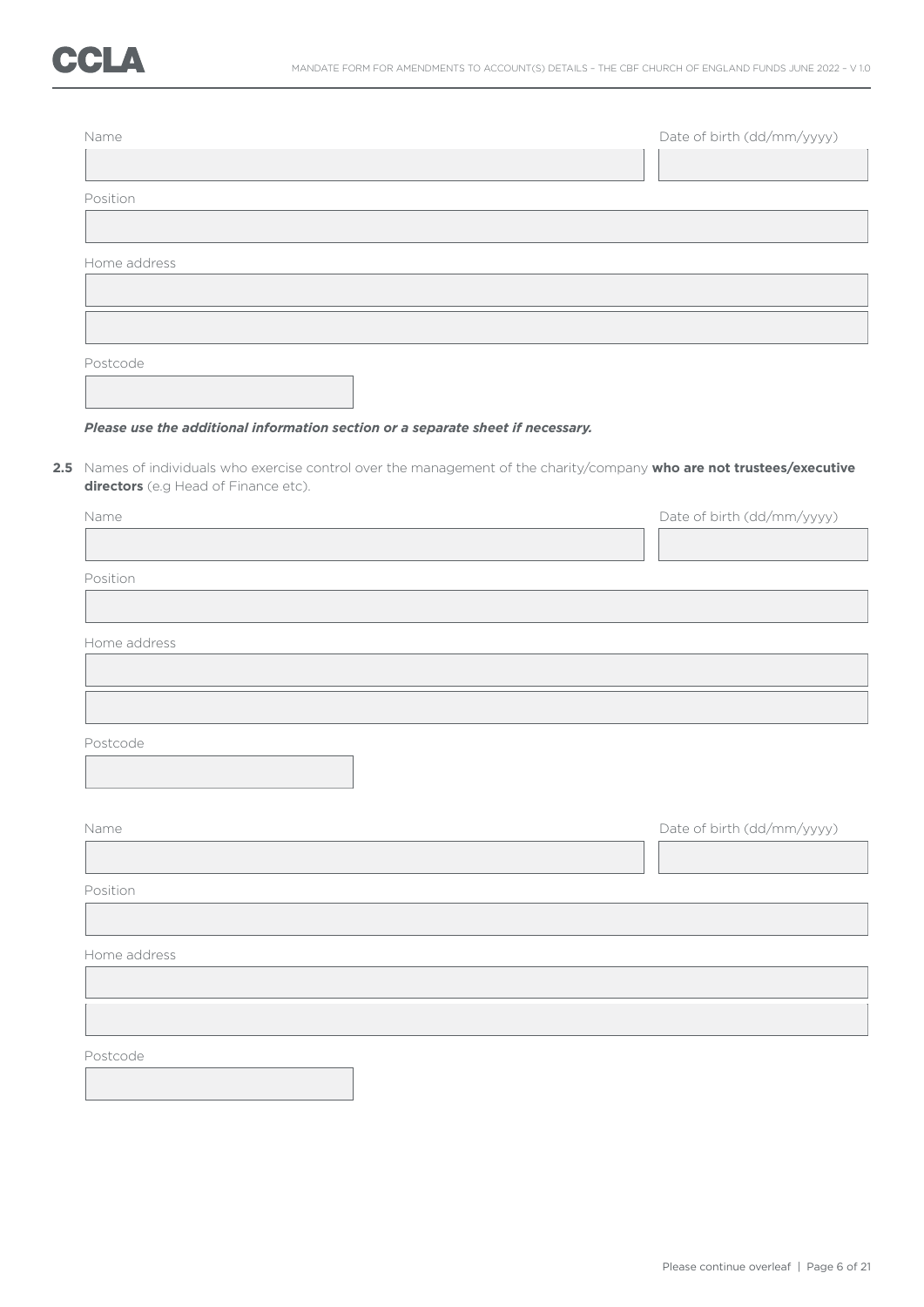Name

Date of birth (dd/mm/yyyy)

Position

Home address

Postcode

***Please use the additional information section or a separate sheet if necessary.***

**2.5** Names of individuals who exercise control over the management of the charity/company **who are not trustees/executive directors** (e.g Head of Finance etc).

Name

Date of birth (dd/mm/yyyy)

Position

Home address

Postcode

Name

Date of birth (dd/mm/yyyy)

Position

Home address

Postcode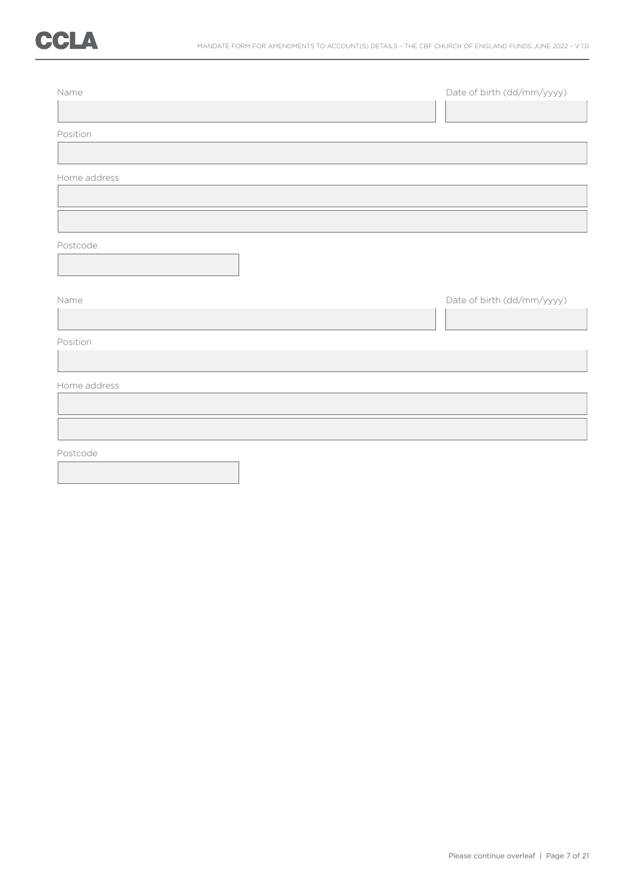Name

Date of birth (dd/mm/yyyy)

Position

Home address

Postcode

Name

Date of birth (dd/mm/yyyy)

Position

Home address

Postcode

Please continue overleaf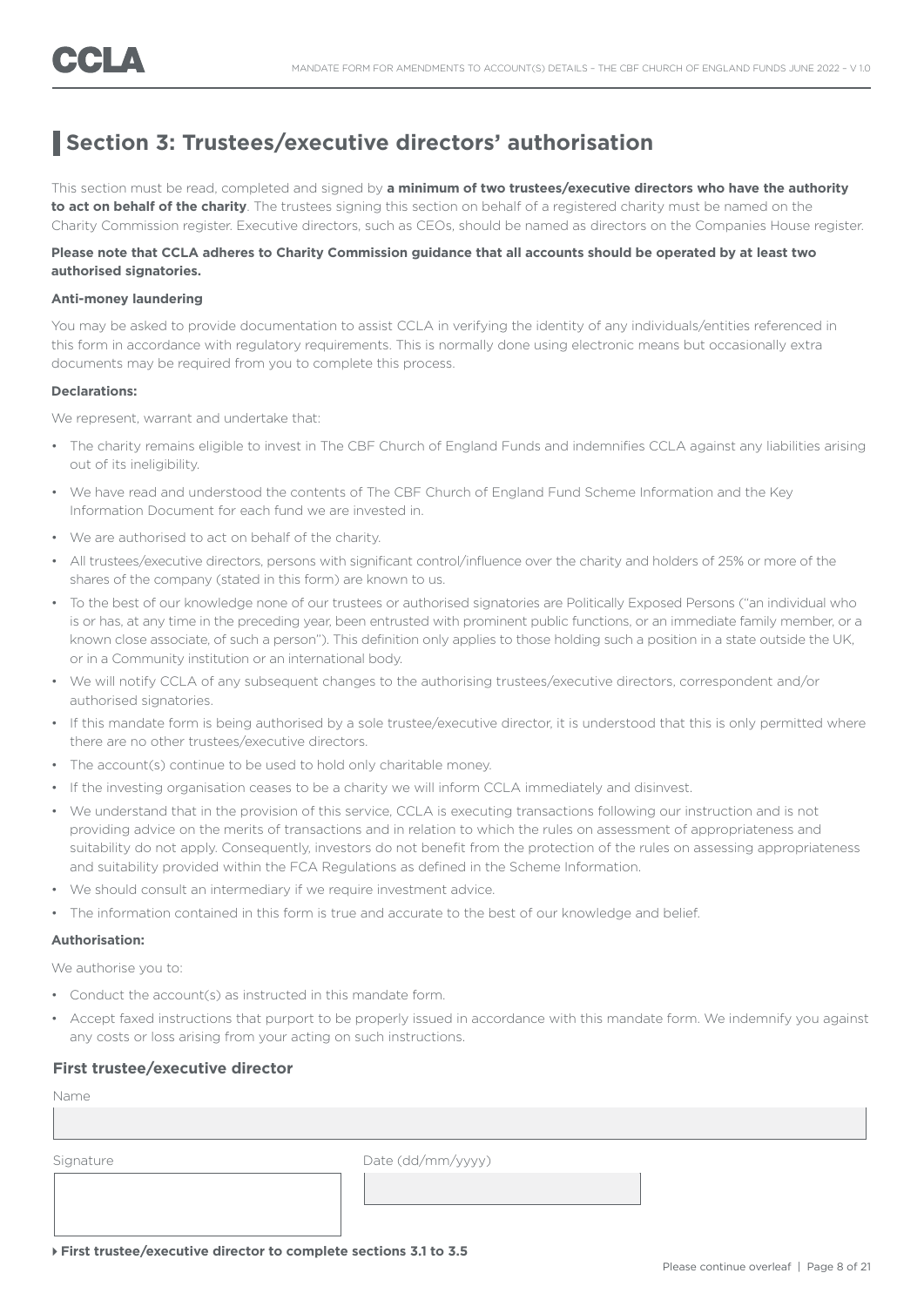## Section 3: Trustees/executive directors' authorisation

This section must be read, completed and signed by **a minimum of two trustees/executive directors who have the authority to act on behalf of the charity**. The trustees signing this section on behalf of a registered charity must be named on the Charity Commission register. Executive directors, such as CEOs, should be named as directors on the Companies House register.

**Please note that CCLA adheres to Charity Commission guidance that all accounts should be operated by at least two authorised signatories.**

**Anti-money laundering**

You may be asked to provide documentation to assist CCLA in verifying the identity of any individuals/entities referenced in this form in accordance with regulatory requirements. This is normally done using electronic means but occasionally extra documents may be required from you to complete this process.

**Declarations:**

We represent, warrant and undertake that:

- The charity remains eligible to invest in The CBF Church of England Funds and indemnifies CCLA against any liabilities arising out of its ineligibility.
- We have read and understood the contents of The CBF Church of England Fund Scheme Information and the Key Information Document for each fund we are invested in.
- We are authorised to act on behalf of the charity.
- All trustees/executive directors, persons with significant control/influence over the charity and holders of 25% or more of the shares of the company (stated in this form) are known to us.
- To the best of our knowledge none of our trustees or authorised signatories are Politically Exposed Persons ("an individual who is or has, at any time in the preceding year, been entrusted with prominent public functions, or an immediate family member, or a known close associate, of such a person"). This definition only applies to those holding such a position in a state outside the UK, or in a Community institution or an international body.
- We will notify CCLA of any subsequent changes to the authorising trustees/executive directors, correspondent and/or authorised signatories.
- If this mandate form is being authorised by a sole trustee/executive director, it is understood that this is only permitted where there are no other trustees/executive directors.
- The account(s) continue to be used to hold only charitable money.
- If the investing organisation ceases to be a charity we will inform CCLA immediately and disinvest.
- We understand that in the provision of this service, CCLA is executing transactions following our instruction and is not providing advice on the merits of transactions and in relation to which the rules on assessment of appropriateness and suitability do not apply. Consequently, investors do not benefit from the protection of the rules on assessing appropriateness and suitability provided within the FCA Regulations as defined in the Scheme Information.
- We should consult an intermediary if we require investment advice.
- The information contained in this form is true and accurate to the best of our knowledge and belief.

**Authorisation:**

We authorise you to:

- Conduct the account(s) as instructed in this mandate form.
- Accept faxed instructions that purport to be properly issued in accordance with this mandate form. We indemnify you against any costs or loss arising from your acting on such instructions.

### First trustee/executive director

Name

Signature

Date (dd/mm/yyyy)

**First trustee/executive director to complete sections 3.1 to 3.5**

Please continue overleaf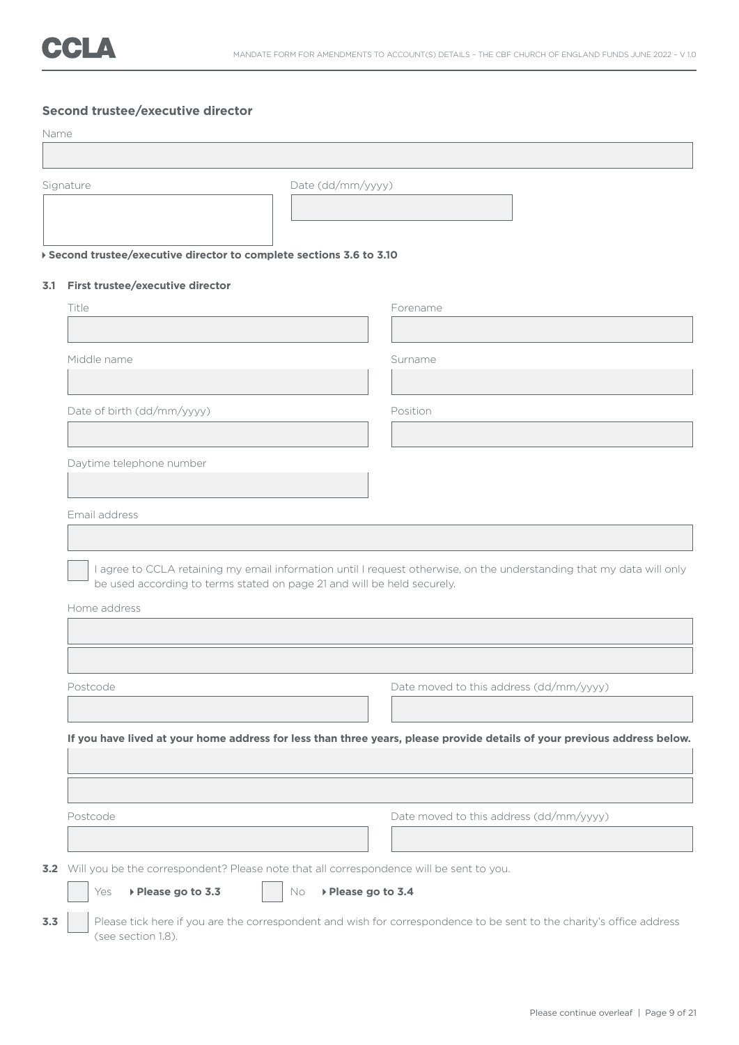### Second trustee/executive director

Name

Signature

Date (dd/mm/yyyy)

▸ **Second trustee/executive director to complete sections 3.6 to 3.10**

**3.1 First trustee/executive director**

Title

Forename

Middle name

Surname

Date of birth (dd/mm/yyyy)

Position

Daytime telephone number

Email address

☐ I agree to CCLA retaining my email information until I request otherwise, on the understanding that my data will only be used according to terms stated on page 21 and will be held securely.

Home address

Postcode

Date moved to this address (dd/mm/yyyy)

**If you have lived at your home address for less than three years, please provide details of your previous address below.**

Postcode

Date moved to this address (dd/mm/yyyy)

**3.2** Will you be the correspondent? Please note that all correspondence will be sent to you.

☐ Yes ▸ **Please go to 3.3** ☐ No ▸ **Please go to 3.4**

**3.3** ☐ Please tick here if you are the correspondent and wish for correspondence to be sent to the charity's office address (see section 1.8).

Please continue overleaf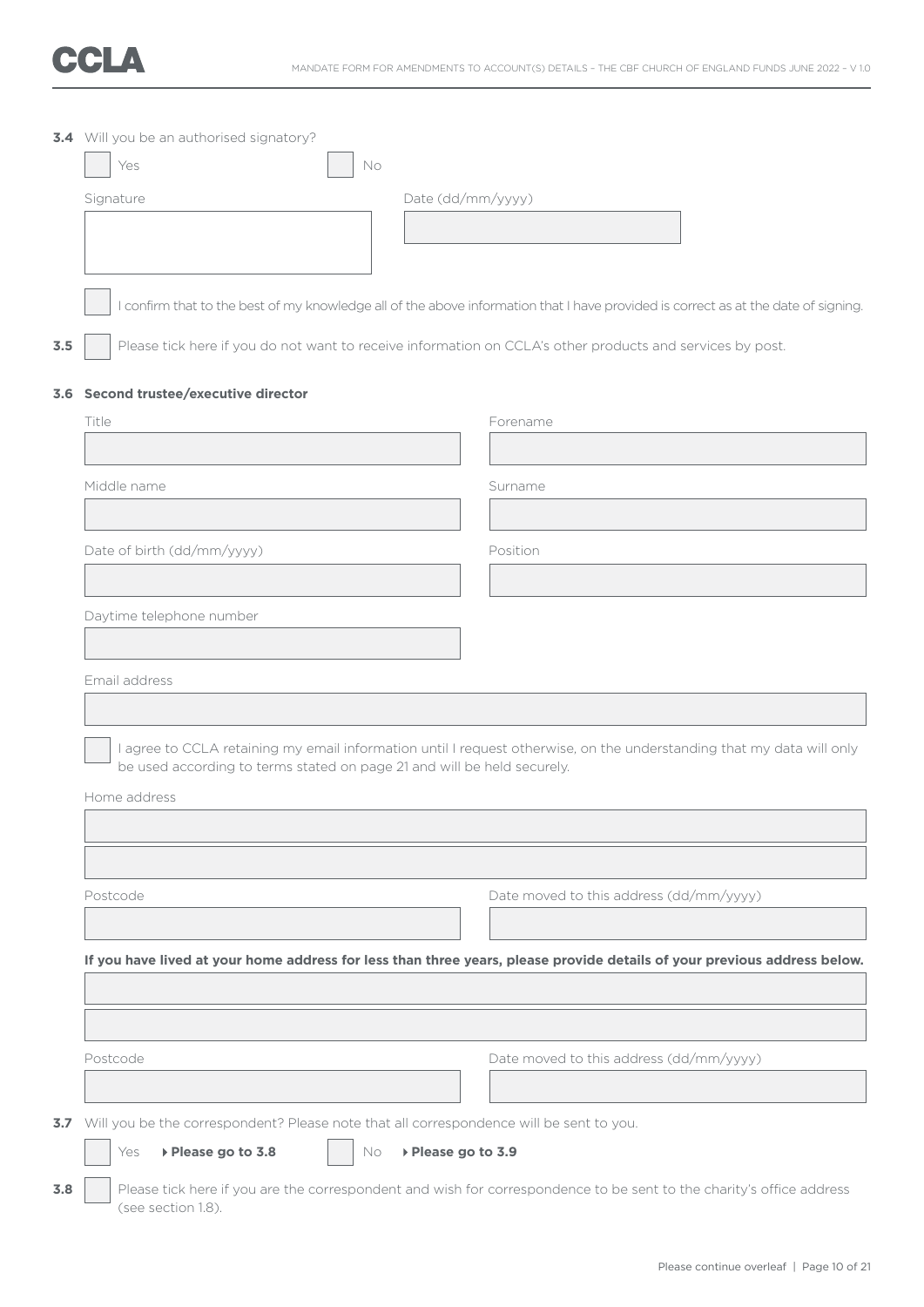**3.4** Will you be an authorised signatory?

☐ Yes ☐ No

Signature

Date (dd/mm/yyyy)

☐ I confirm that to the best of my knowledge all of the above information that I have provided is correct as at the date of signing.

**3.5** ☐ Please tick here if you do not want to receive information on CCLA's other products and services by post.

**3.6 Second trustee/executive director**

Title

Forename

Middle name

Surname

Date of birth (dd/mm/yyyy)

Position

Daytime telephone number

Email address

☐ I agree to CCLA retaining my email information until I request otherwise, on the understanding that my data will only be used according to terms stated on page 21 and will be held securely.

Home address

Postcode

Date moved to this address (dd/mm/yyyy)

**If you have lived at your home address for less than three years, please provide details of your previous address below.**

Postcode

Date moved to this address (dd/mm/yyyy)

**3.7** Will you be the correspondent? Please note that all correspondence will be sent to you.

☐ Yes **▸ Please go to 3.8** ☐ No **▸ Please go to 3.9**

**3.8** ☐ Please tick here if you are the correspondent and wish for correspondence to be sent to the charity's office address (see section 1.8).

Please continue overleaf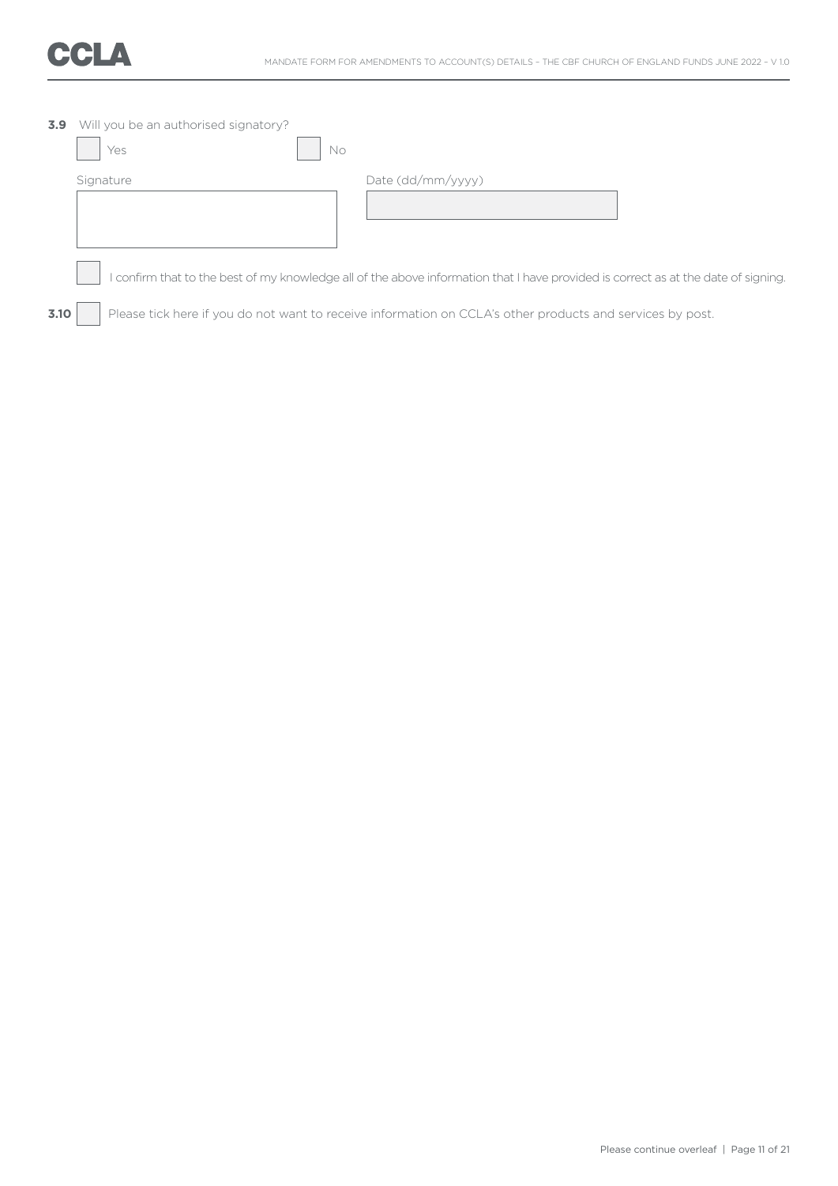**3.9** Will you be an authorised signatory?

☐ Yes ☐ No

Signature

Date (dd/mm/yyyy)

☐ I confirm that to the best of my knowledge all of the above information that I have provided is correct as at the date of signing.

**3.10** ☐ Please tick here if you do not want to receive information on CCLA's other products and services by post.

Please continue overleaf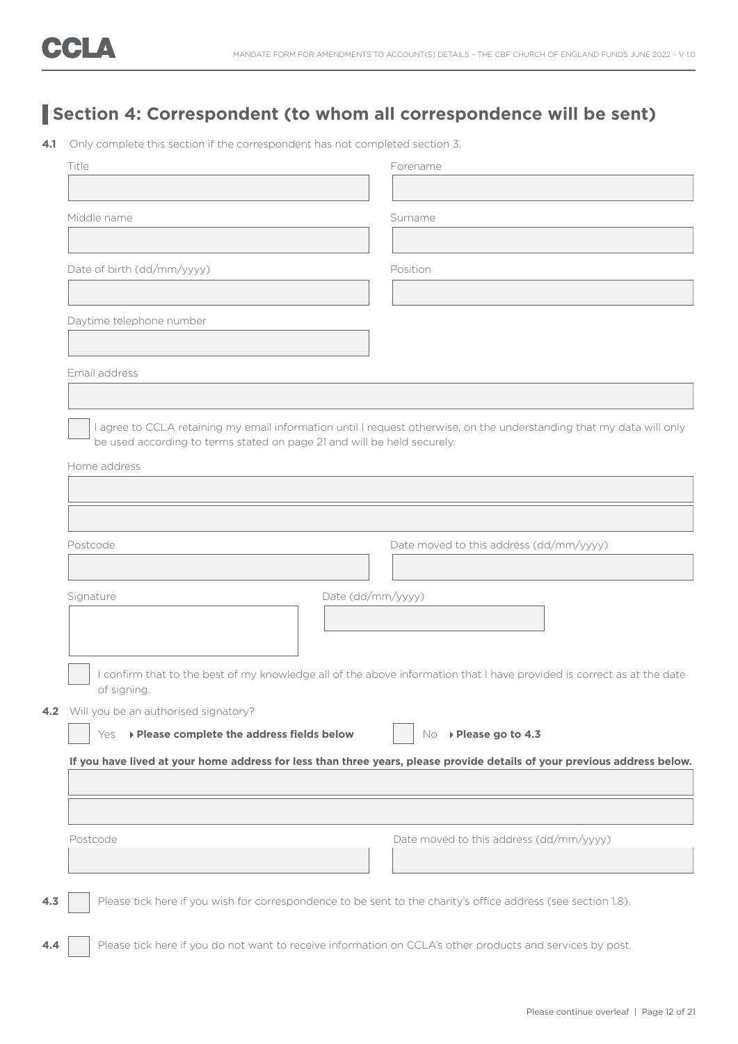## Section 4: Correspondent (to whom all correspondence will be sent)

**4.1** Only complete this section if the correspondent has not completed section 3.

Title

Forename

Middle name

Surname

Date of birth (dd/mm/yyyy)

Position

Daytime telephone number

Email address

☐ I agree to CCLA retaining my email information until I request otherwise, on the understanding that my data will only be used according to terms stated on page 21 and will be held securely.

Home address

Postcode

Date moved to this address (dd/mm/yyyy)

Signature

Date (dd/mm/yyyy)

☐ I confirm that to the best of my knowledge all of the above information that I have provided is correct as at the date of signing.

**4.2** Will you be an authorised signatory?

☐ Yes ▸ **Please complete the address fields below**   ☐ No ▸ **Please go to 4.3**

**If you have lived at your home address for less than three years, please provide details of your previous address below.**

Postcode

Date moved to this address (dd/mm/yyyy)

**4.3** ☐ Please tick here if you wish for correspondence to be sent to the charity's office address (see section 1.8).

**4.4** ☐ Please tick here if you do not want to receive information on CCLA's other products and services by post.

Please continue overleaf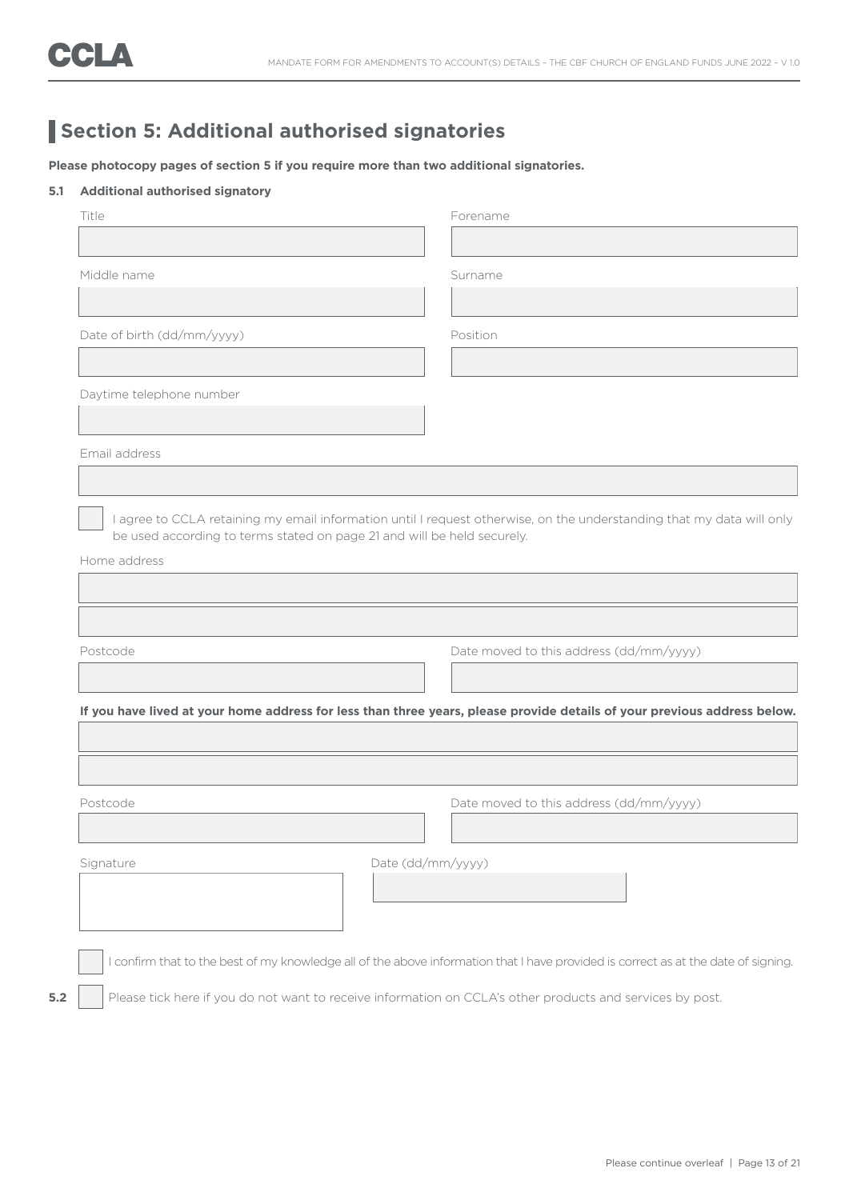## Section 5: Additional authorised signatories

**Please photocopy pages of section 5 if you require more than two additional signatories.**

**5.1 Additional authorised signatory**

Title

Forename

Middle name

Surname

Date of birth (dd/mm/yyyy)

Position

Daytime telephone number

Email address

☐ I agree to CCLA retaining my email information until I request otherwise, on the understanding that my data will only be used according to terms stated on page 21 and will be held securely.

Home address

Postcode

Date moved to this address (dd/mm/yyyy)

**If you have lived at your home address for less than three years, please provide details of your previous address below.**

Postcode

Date moved to this address (dd/mm/yyyy)

Signature

Date (dd/mm/yyyy)

☐ I confirm that to the best of my knowledge all of the above information that I have provided is correct as at the date of signing.

**5.2** ☐ Please tick here if you do not want to receive information on CCLA's other products and services by post.

Please continue overleaf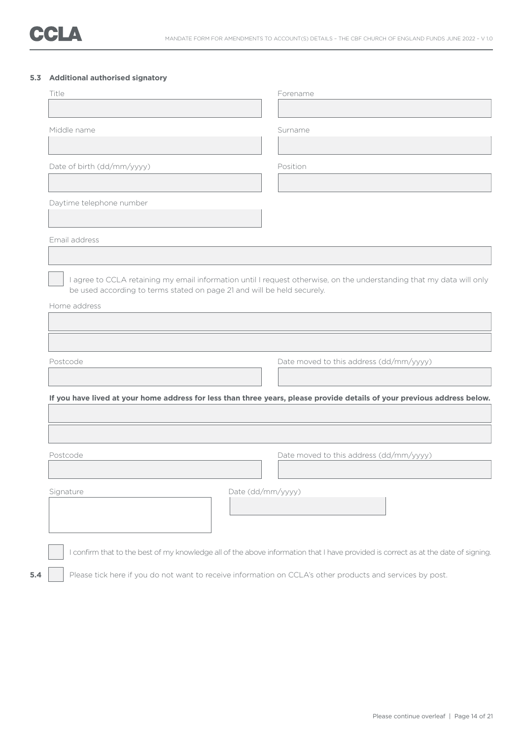### 5.3 Additional authorised signatory

Title

Forename

Middle name

Surname

Date of birth (dd/mm/yyyy)

Position

Daytime telephone number

Email address

☐ I agree to CCLA retaining my email information until I request otherwise, on the understanding that my data will only be used according to terms stated on page 21 and will be held securely.

Home address

Postcode

Date moved to this address (dd/mm/yyyy)

**If you have lived at your home address for less than three years, please provide details of your previous address below.**

Postcode

Date moved to this address (dd/mm/yyyy)

Signature

Date (dd/mm/yyyy)

☐ I confirm that to the best of my knowledge all of the above information that I have provided is correct as at the date of signing.

**5.4** ☐ Please tick here if you do not want to receive information on CCLA's other products and services by post.

Please continue overleaf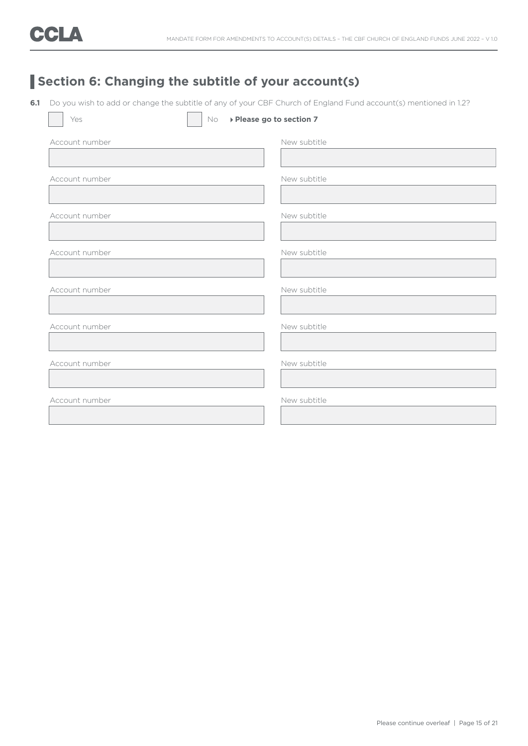## Section 6: Changing the subtitle of your account(s)

**6.1** Do you wish to add or change the subtitle of any of your CBF Church of England Fund account(s) mentioned in 1.2?

☐ Yes ☐ No ▸ **Please go to section 7**

| Account number | New subtitle |
| --- | --- |
| | |
| | |
| | |
| | |
| | |
| | |
| | |
| | |

Please continue overleaf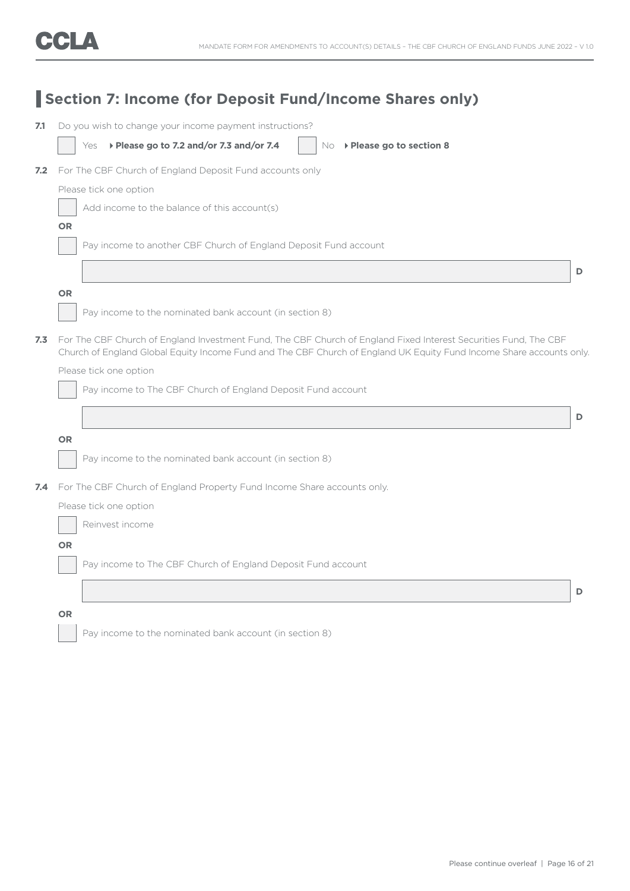## Section 7: Income (for Deposit Fund/Income Shares only)

**7.1** Do you wish to change your income payment instructions?

☐ Yes ▸ **Please go to 7.2 and/or 7.3 and/or 7.4** ☐ No ▸ **Please go to section 8**

**7.2** For The CBF Church of England Deposit Fund accounts only

Please tick one option

☐ Add income to the balance of this account(s)

**OR**

☐ Pay income to another CBF Church of England Deposit Fund account

[ ] **D**

**OR**

☐ Pay income to the nominated bank account (in section 8)

**7.3** For The CBF Church of England Investment Fund, The CBF Church of England Fixed Interest Securities Fund, The CBF Church of England Global Equity Income Fund and The CBF Church of England UK Equity Fund Income Share accounts only.

Please tick one option

☐ Pay income to The CBF Church of England Deposit Fund account

[ ] **D**

**OR**

☐ Pay income to the nominated bank account (in section 8)

**7.4** For The CBF Church of England Property Fund Income Share accounts only.

Please tick one option

☐ Reinvest income

**OR**

☐ Pay income to The CBF Church of England Deposit Fund account

[ ] **D**

**OR**

☐ Pay income to the nominated bank account (in section 8)

Please continue overleaf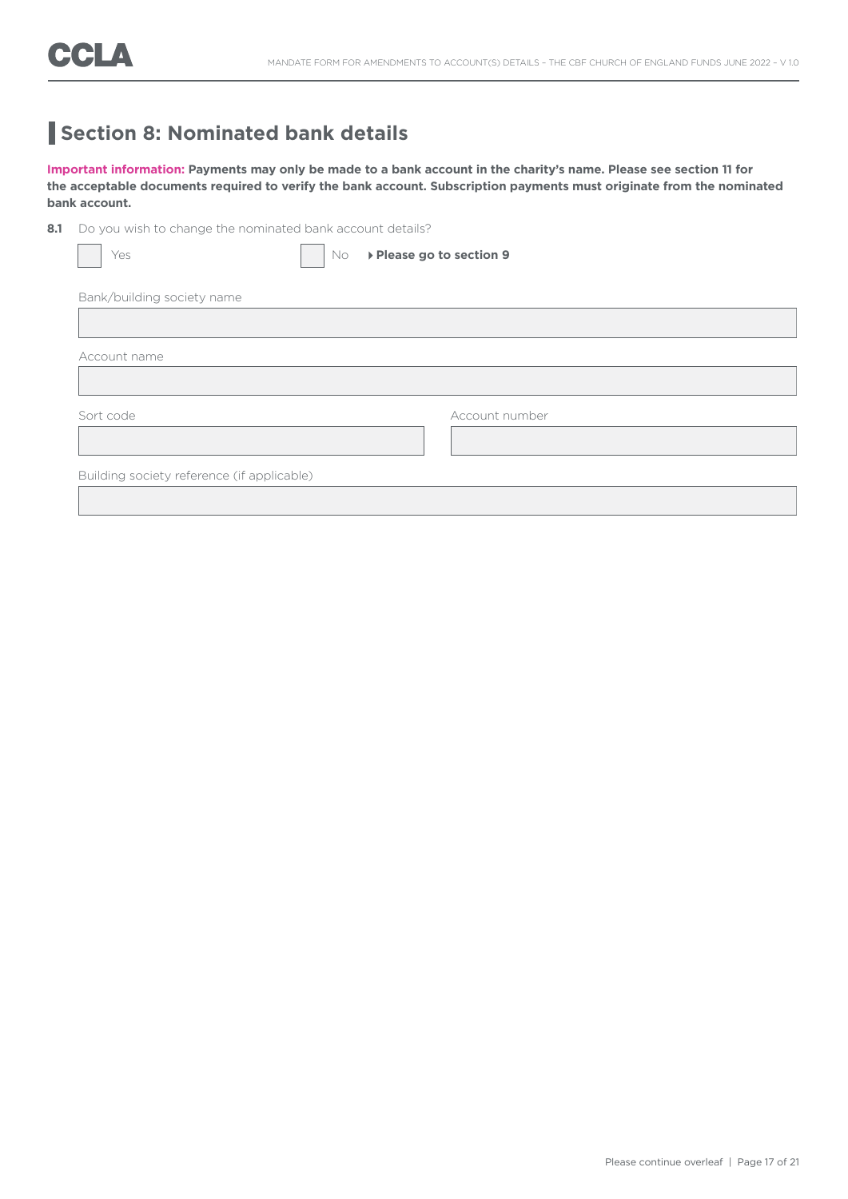## Section 8: Nominated bank details

**Important information: Payments may only be made to a bank account in the charity's name. Please see section 11 for the acceptable documents required to verify the bank account. Subscription payments must originate from the nominated bank account.**

**8.1** Do you wish to change the nominated bank account details?

☐ Yes ☐ No ▸ **Please go to section 9**

Bank/building society name

Account name

Sort code

Account number

Building society reference (if applicable)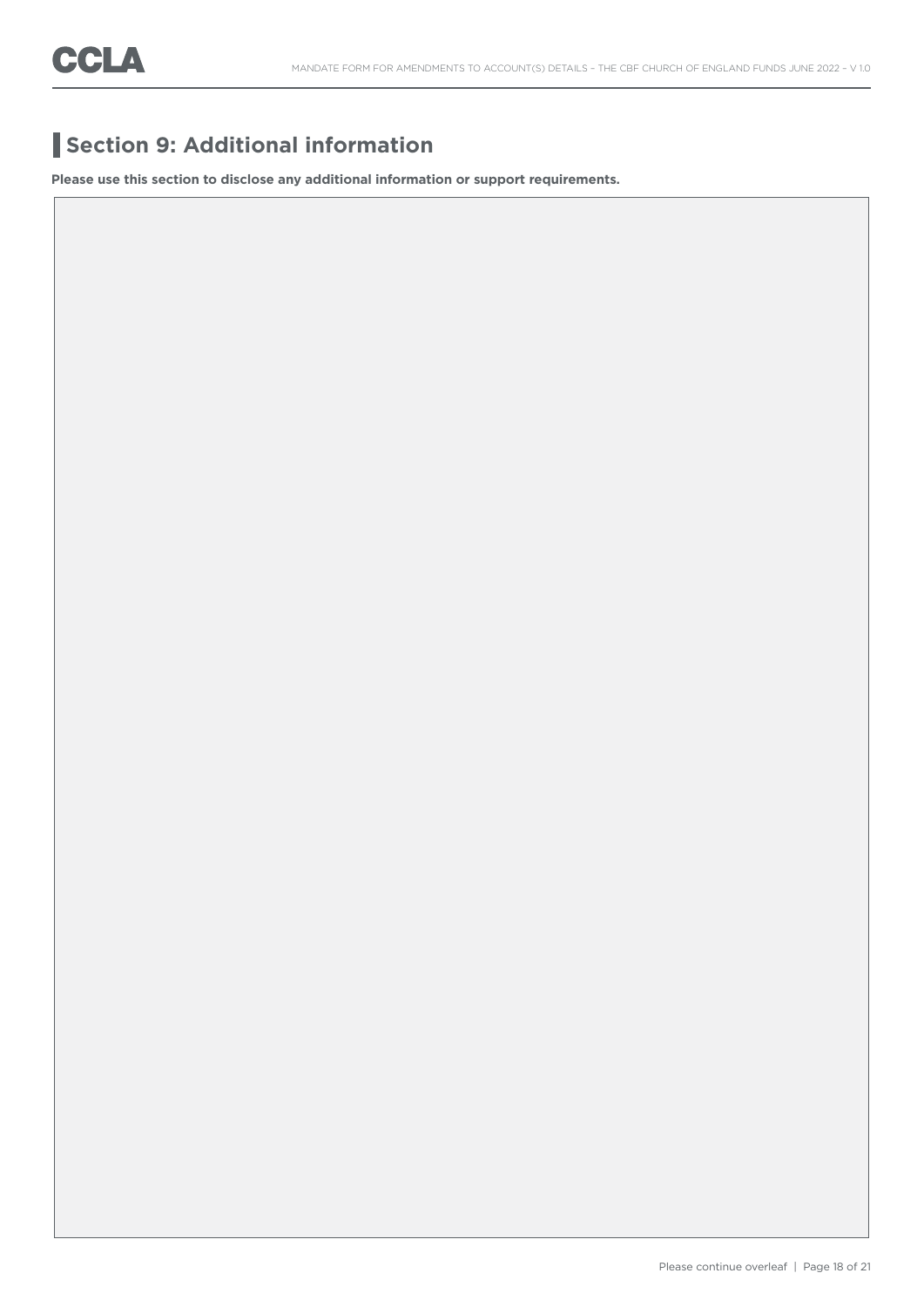## Section 9: Additional information

**Please use this section to disclose any additional information or support requirements.**

Please continue overleaf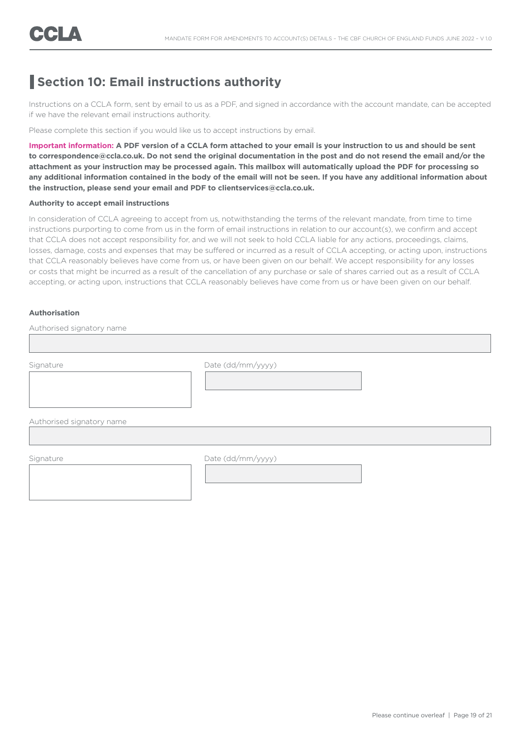# Section 10: Email instructions authority

Instructions on a CCLA form, sent by email to us as a PDF, and signed in accordance with the account mandate, can be accepted if we have the relevant email instructions authority.

Please complete this section if you would like us to accept instructions by email.

**Important information: A PDF version of a CCLA form attached to your email is your instruction to us and should be sent to correspondence@ccla.co.uk. Do not send the original documentation in the post and do not resend the email and/or the attachment as your instruction may be processed again. This mailbox will automatically upload the PDF for processing so any additional information contained in the body of the email will not be seen. If you have any additional information about the instruction, please send your email and PDF to clientservices@ccla.co.uk.**

**Authority to accept email instructions**

In consideration of CCLA agreeing to accept from us, notwithstanding the terms of the relevant mandate, from time to time instructions purporting to come from us in the form of email instructions in relation to our account(s), we confirm and accept that CCLA does not accept responsibility for, and we will not seek to hold CCLA liable for any actions, proceedings, claims, losses, damage, costs and expenses that may be suffered or incurred as a result of CCLA accepting, or acting upon, instructions that CCLA reasonably believes have come from us, or have been given on our behalf. We accept responsibility for any losses or costs that might be incurred as a result of the cancellation of any purchase or sale of shares carried out as a result of CCLA accepting, or acting upon, instructions that CCLA reasonably believes have come from us or have been given on our behalf.

**Authorisation**

Authorised signatory name

Signature

Date (dd/mm/yyyy)

Authorised signatory name

Signature

Date (dd/mm/yyyy)

Please continue overleaf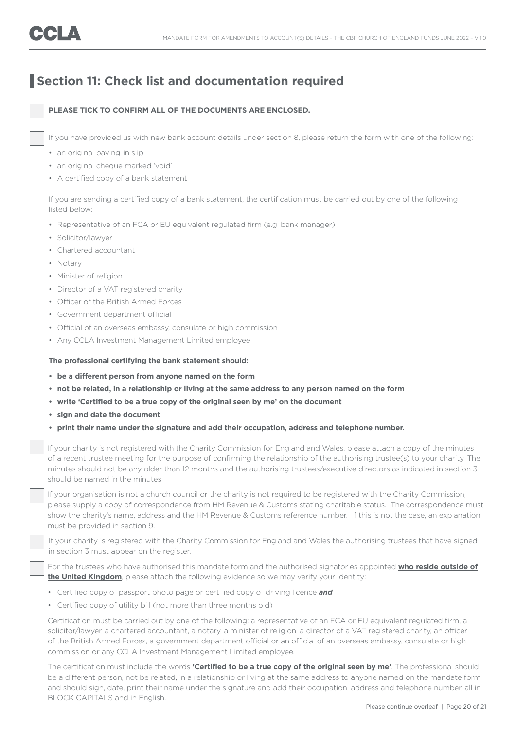## Section 11: Check list and documentation required

☐ **PLEASE TICK TO CONFIRM ALL OF THE DOCUMENTS ARE ENCLOSED.**

☐ If you have provided us with new bank account details under section 8, please return the form with one of the following:

- an original paying-in slip
- an original cheque marked 'void'
- A certified copy of a bank statement

If you are sending a certified copy of a bank statement, the certification must be carried out by one of the following listed below:

- Representative of an FCA or EU equivalent regulated firm (e.g. bank manager)
- Solicitor/lawyer
- Chartered accountant
- Notary
- Minister of religion
- Director of a VAT registered charity
- Officer of the British Armed Forces
- Government department official
- Official of an overseas embassy, consulate or high commission
- Any CCLA Investment Management Limited employee

**The professional certifying the bank statement should:**

- **be a different person from anyone named on the form**
- **not be related, in a relationship or living at the same address to any person named on the form**
- **write 'Certified to be a true copy of the original seen by me' on the document**
- **sign and date the document**
- **print their name under the signature and add their occupation, address and telephone number.**

☐ If your charity is not registered with the Charity Commission for England and Wales, please attach a copy of the minutes of a recent trustee meeting for the purpose of confirming the relationship of the authorising trustee(s) to your charity. The minutes should not be any older than 12 months and the authorising trustees/executive directors as indicated in section 3 should be named in the minutes.

☐ If your organisation is not a church council or the charity is not required to be registered with the Charity Commission, please supply a copy of correspondence from HM Revenue & Customs stating charitable status. The correspondence must show the charity's name, address and the HM Revenue & Customs reference number. If this is not the case, an explanation must be provided in section 9.

☐ If your charity is registered with the Charity Commission for England and Wales the authorising trustees that have signed in section 3 must appear on the register.

☐ For the trustees who have authorised this mandate form and the authorised signatories appointed **who reside outside of the United Kingdom**, please attach the following evidence so we may verify your identity:

- Certified copy of passport photo page or certified copy of driving licence ***and***
- Certified copy of utility bill (not more than three months old)

Certification must be carried out by one of the following: a representative of an FCA or EU equivalent regulated firm, a solicitor/lawyer, a chartered accountant, a notary, a minister of religion, a director of a VAT registered charity, an officer of the British Armed Forces, a government department official or an official of an overseas embassy, consulate or high commission or any CCLA Investment Management Limited employee.

The certification must include the words **'Certified to be a true copy of the original seen by me'**. The professional should be a different person, not be related, in a relationship or living at the same address to anyone named on the mandate form and should sign, date, print their name under the signature and add their occupation, address and telephone number, all in BLOCK CAPITALS and in English.

Please continue overleaf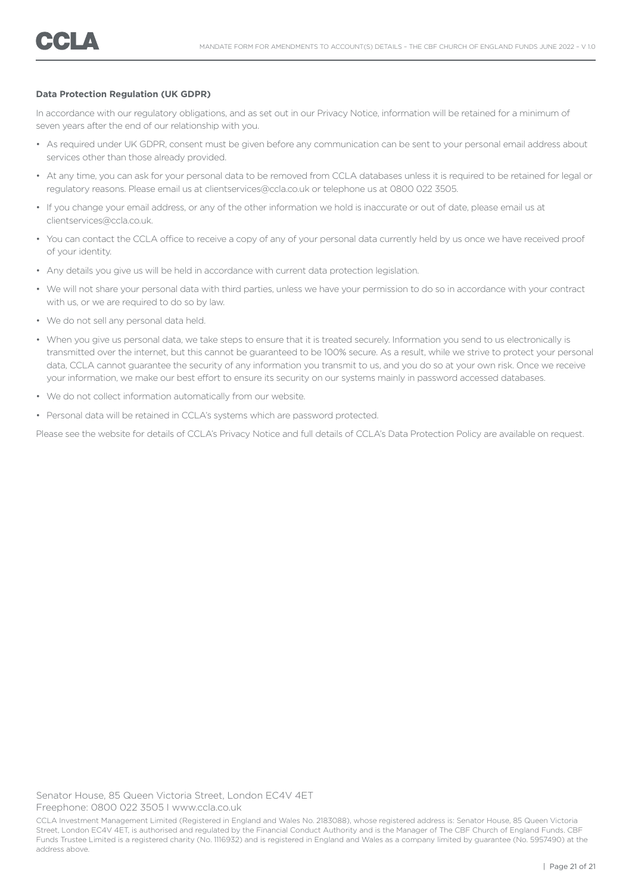**Data Protection Regulation (UK GDPR)**

In accordance with our regulatory obligations, and as set out in our Privacy Notice, information will be retained for a minimum of seven years after the end of our relationship with you.

- As required under UK GDPR, consent must be given before any communication can be sent to your personal email address about services other than those already provided.
- At any time, you can ask for your personal data to be removed from CCLA databases unless it is required to be retained for legal or regulatory reasons. Please email us at clientservices@ccla.co.uk or telephone us at 0800 022 3505.
- If you change your email address, or any of the other information we hold is inaccurate or out of date, please email us at clientservices@ccla.co.uk.
- You can contact the CCLA office to receive a copy of any of your personal data currently held by us once we have received proof of your identity.
- Any details you give us will be held in accordance with current data protection legislation.
- We will not share your personal data with third parties, unless we have your permission to do so in accordance with your contract with us, or we are required to do so by law.
- We do not sell any personal data held.
- When you give us personal data, we take steps to ensure that it is treated securely. Information you send to us electronically is transmitted over the internet, but this cannot be guaranteed to be 100% secure. As a result, while we strive to protect your personal data, CCLA cannot guarantee the security of any information you transmit to us, and you do so at your own risk. Once we receive your information, we make our best effort to ensure its security on our systems mainly in password accessed databases.
- We do not collect information automatically from our website.
- Personal data will be retained in CCLA's systems which are password protected.

Please see the website for details of CCLA's Privacy Notice and full details of CCLA's Data Protection Policy are available on request.

Senator House, 85 Queen Victoria Street, London EC4V 4ET
Freephone: 0800 022 3505 I www.ccla.co.uk

CCLA Investment Management Limited (Registered in England and Wales No. 2183088), whose registered address is: Senator House, 85 Queen Victoria Street, London EC4V 4ET, is authorised and regulated by the Financial Conduct Authority and is the Manager of The CBF Church of England Funds. CBF Funds Trustee Limited is a registered charity (No. 1116932) and is registered in England and Wales as a company limited by guarantee (No. 5957490) at the address above.